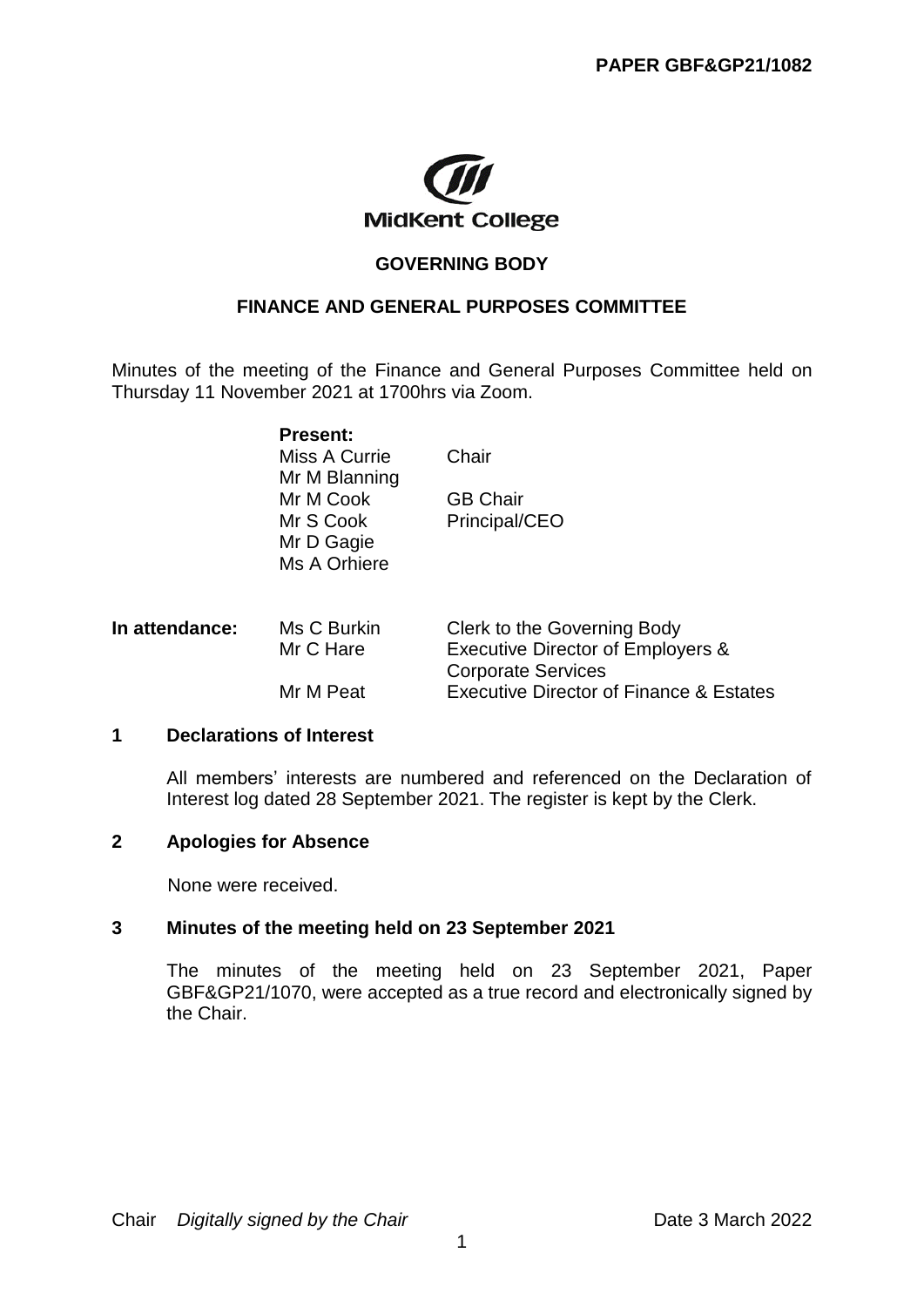**PAPER GBF&GP21/1082**

MidKent College

## GOVERNING BODY

## FINANCE AND GENERAL PURPOSES COMMITTEE

Minutes of the meeting of the Finance and General Purposes Committee held on Thursday 11 November 2021 at 1700hrs via Zoom.

**Present:**

| | |
|---|---|
| Miss A Currie | Chair |
| Mr M Blanning | |
| Mr M Cook | GB Chair |
| Mr S Cook | Principal/CEO |
| Mr D Gagie | |
| Ms A Orhiere | |

**In attendance:**

| | |
|---|---|
| Ms C Burkin | Clerk to the Governing Body |
| Mr C Hare | Executive Director of Employers & Corporate Services |
| Mr M Peat | Executive Director of Finance & Estates |

### 1 Declarations of Interest

All members' interests are numbered and referenced on the Declaration of Interest log dated 28 September 2021. The register is kept by the Clerk.

### 2 Apologies for Absence

None were received.

### 3 Minutes of the meeting held on 23 September 2021

The minutes of the meeting held on 23 September 2021, Paper GBF&GP21/1070, were accepted as a true record and electronically signed by the Chair.

Chair *Digitally signed by the Chair* Date 3 March 2022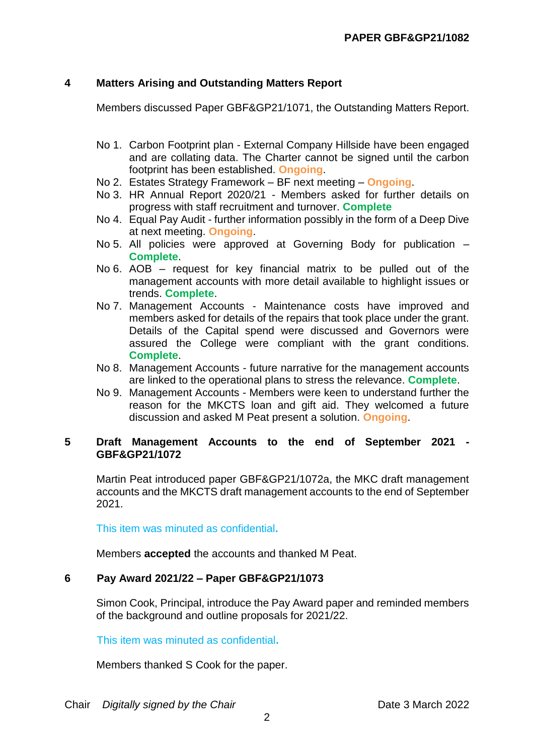## 4 Matters Arising and Outstanding Matters Report

Members discussed Paper GBF&GP21/1071, the Outstanding Matters Report.

- No 1. Carbon Footprint plan - External Company Hillside have been engaged and are collating data. The Charter cannot be signed until the carbon footprint has been established. **Ongoing**.
- No 2. Estates Strategy Framework – BF next meeting – **Ongoing**.
- No 3. HR Annual Report 2020/21 - Members asked for further details on progress with staff recruitment and turnover. **Complete**
- No 4. Equal Pay Audit - further information possibly in the form of a Deep Dive at next meeting. **Ongoing**.
- No 5. All policies were approved at Governing Body for publication – **Complete**.
- No 6. AOB – request for key financial matrix to be pulled out of the management accounts with more detail available to highlight issues or trends. **Complete**.
- No 7. Management Accounts - Maintenance costs have improved and members asked for details of the repairs that took place under the grant. Details of the Capital spend were discussed and Governors were assured the College were compliant with the grant conditions. **Complete**.
- No 8. Management Accounts - future narrative for the management accounts are linked to the operational plans to stress the relevance. **Complete**.
- No 9. Management Accounts - Members were keen to understand further the reason for the MKCTS loan and gift aid. They welcomed a future discussion and asked M Peat present a solution. **Ongoing**.

## 5 Draft Management Accounts to the end of September 2021 - GBF&GP21/1072

Martin Peat introduced paper GBF&GP21/1072a, the MKC draft management accounts and the MKCTS draft management accounts to the end of September 2021.

This item was minuted as confidential**.**

Members **accepted** the accounts and thanked M Peat.

## 6 Pay Award 2021/22 – Paper GBF&GP21/1073

Simon Cook, Principal, introduce the Pay Award paper and reminded members of the background and outline proposals for 2021/22.

This item was minuted as confidential**.**

Members thanked S Cook for the paper.

Chair *Digitally signed by the Chair* Date 3 March 2022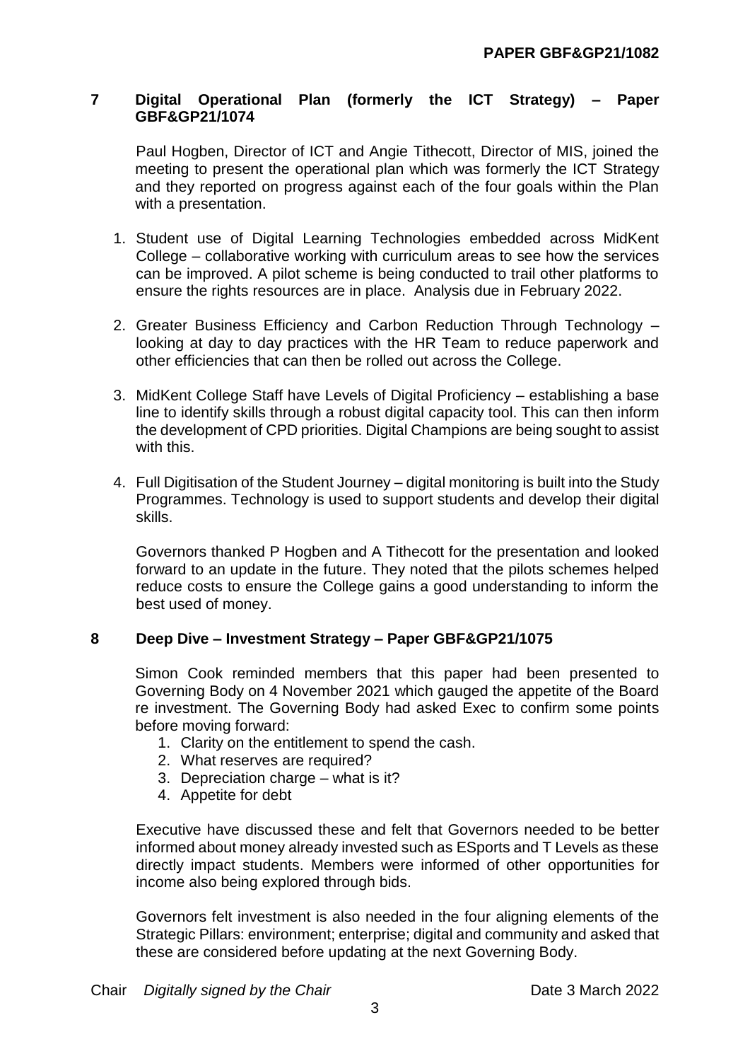## 7 Digital Operational Plan (formerly the ICT Strategy) – Paper GBF&GP21/1074

Paul Hogben, Director of ICT and Angie Tithecott, Director of MIS, joined the meeting to present the operational plan which was formerly the ICT Strategy and they reported on progress against each of the four goals within the Plan with a presentation.

1. Student use of Digital Learning Technologies embedded across MidKent College – collaborative working with curriculum areas to see how the services can be improved. A pilot scheme is being conducted to trail other platforms to ensure the rights resources are in place. Analysis due in February 2022.
2. Greater Business Efficiency and Carbon Reduction Through Technology – looking at day to day practices with the HR Team to reduce paperwork and other efficiencies that can then be rolled out across the College.
3. MidKent College Staff have Levels of Digital Proficiency – establishing a base line to identify skills through a robust digital capacity tool. This can then inform the development of CPD priorities. Digital Champions are being sought to assist with this.
4. Full Digitisation of the Student Journey – digital monitoring is built into the Study Programmes. Technology is used to support students and develop their digital skills.

Governors thanked P Hogben and A Tithecott for the presentation and looked forward to an update in the future. They noted that the pilots schemes helped reduce costs to ensure the College gains a good understanding to inform the best used of money.

## 8 Deep Dive – Investment Strategy – Paper GBF&GP21/1075

Simon Cook reminded members that this paper had been presented to Governing Body on 4 November 2021 which gauged the appetite of the Board re investment. The Governing Body had asked Exec to confirm some points before moving forward:

1. Clarity on the entitlement to spend the cash.
2. What reserves are required?
3. Depreciation charge – what is it?
4. Appetite for debt

Executive have discussed these and felt that Governors needed to be better informed about money already invested such as ESports and T Levels as these directly impact students. Members were informed of other opportunities for income also being explored through bids.

Governors felt investment is also needed in the four aligning elements of the Strategic Pillars: environment; enterprise; digital and community and asked that these are considered before updating at the next Governing Body.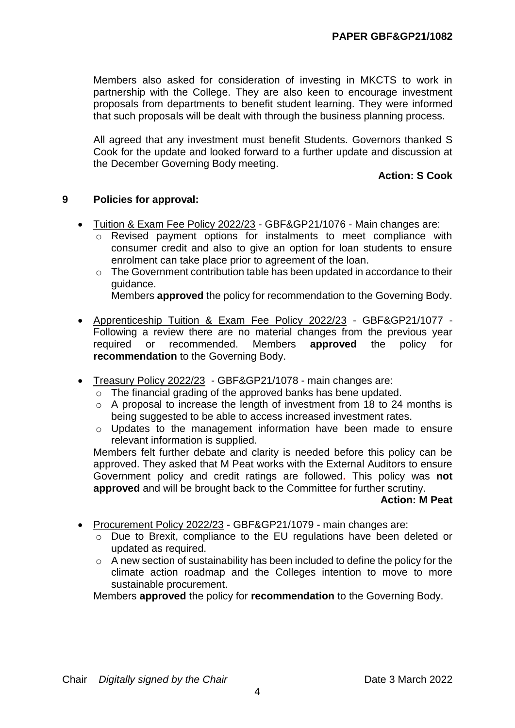Members also asked for consideration of investing in MKCTS to work in partnership with the College. They are also keen to encourage investment proposals from departments to benefit student learning. They were informed that such proposals will be dealt with through the business planning process.

All agreed that any investment must benefit Students. Governors thanked S Cook for the update and looked forward to a further update and discussion at the December Governing Body meeting.

**Action: S Cook**

## 9 Policies for approval:

- Tuition & Exam Fee Policy 2022/23 - GBF&GP21/1076 - Main changes are:
  - Revised payment options for instalments to meet compliance with consumer credit and also to give an option for loan students to ensure enrolment can take place prior to agreement of the loan.
  - The Government contribution table has been updated in accordance to their guidance.

  Members **approved** the policy for recommendation to the Governing Body.

- Apprenticeship Tuition & Exam Fee Policy 2022/23 - GBF&GP21/1077 - Following a review there are no material changes from the previous year required or recommended. Members **approved** the policy for **recommendation** to the Governing Body.

- Treasury Policy 2022/23 - GBF&GP21/1078 - main changes are:
  - The financial grading of the approved banks has bene updated.
  - A proposal to increase the length of investment from 18 to 24 months is being suggested to be able to access increased investment rates.
  - Updates to the management information have been made to ensure relevant information is supplied.

  Members felt further debate and clarity is needed before this policy can be approved. They asked that M Peat works with the External Auditors to ensure Government policy and credit ratings are followed. This policy was **not approved** and will be brought back to the Committee for further scrutiny.

  **Action: M Peat**

- Procurement Policy 2022/23 - GBF&GP21/1079 - main changes are:
  - Due to Brexit, compliance to the EU regulations have been deleted or updated as required.
  - A new section of sustainability has been included to define the policy for the climate action roadmap and the Colleges intention to move to more sustainable procurement.

  Members **approved** the policy for **recommendation** to the Governing Body.

Chair *Digitally signed by the Chair* Date 3 March 2022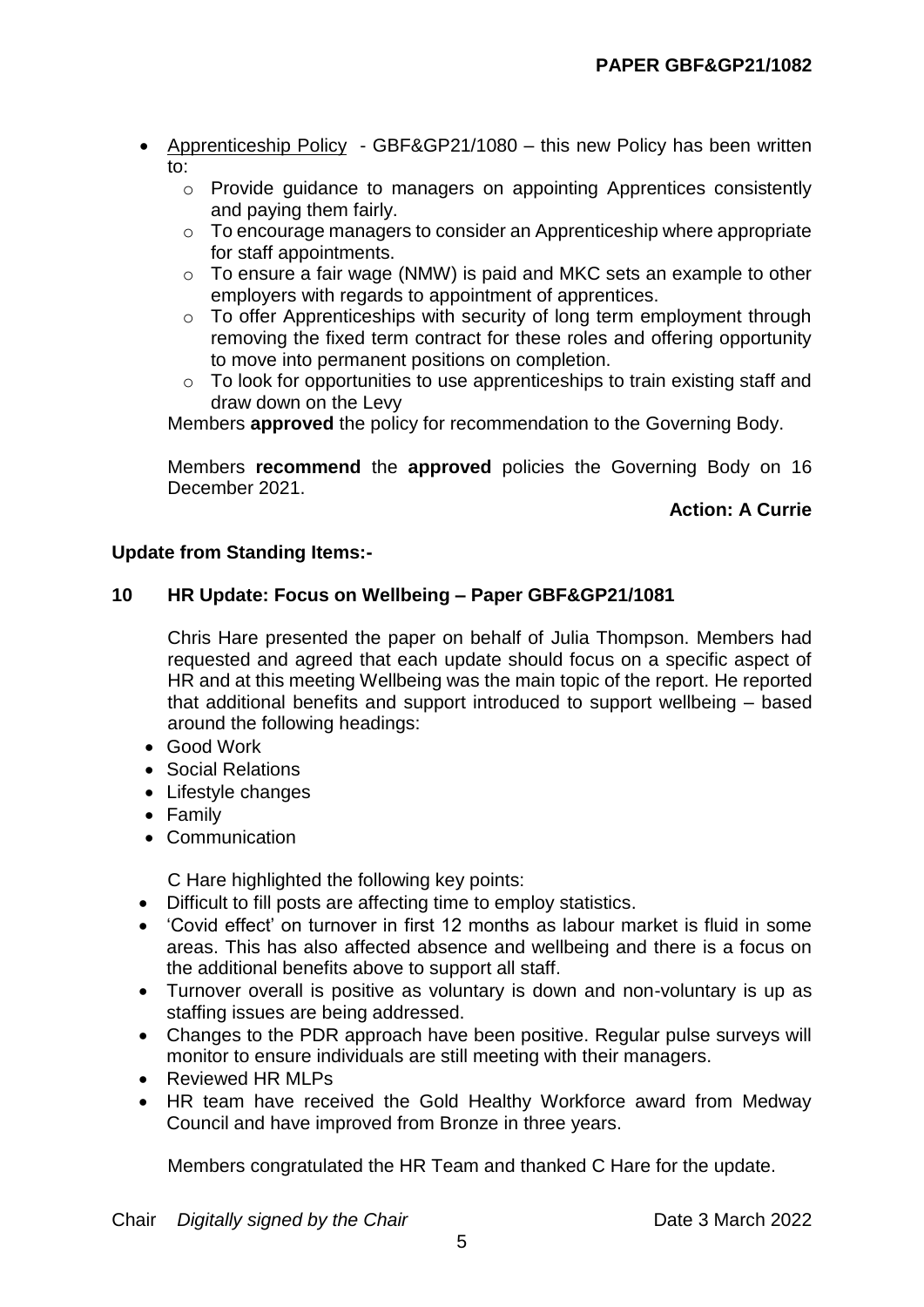- Apprenticeship Policy - GBF&GP21/1080 – this new Policy has been written to:
  - Provide guidance to managers on appointing Apprentices consistently and paying them fairly.
  - To encourage managers to consider an Apprenticeship where appropriate for staff appointments.
  - To ensure a fair wage (NMW) is paid and MKC sets an example to other employers with regards to appointment of apprentices.
  - To offer Apprenticeships with security of long term employment through removing the fixed term contract for these roles and offering opportunity to move into permanent positions on completion.
  - To look for opportunities to use apprenticeships to train existing staff and draw down on the Levy

  Members **approved** the policy for recommendation to the Governing Body.

  Members **recommend** the **approved** policies the Governing Body on 16 December 2021.

  **Action: A Currie**

**Update from Standing Items:-**

**10 HR Update: Focus on Wellbeing – Paper GBF&GP21/1081**

Chris Hare presented the paper on behalf of Julia Thompson. Members had requested and agreed that each update should focus on a specific aspect of HR and at this meeting Wellbeing was the main topic of the report. He reported that additional benefits and support introduced to support wellbeing – based around the following headings:

- Good Work
- Social Relations
- Lifestyle changes
- Family
- Communication

C Hare highlighted the following key points:

- Difficult to fill posts are affecting time to employ statistics.
- 'Covid effect' on turnover in first 12 months as labour market is fluid in some areas. This has also affected absence and wellbeing and there is a focus on the additional benefits above to support all staff.
- Turnover overall is positive as voluntary is down and non-voluntary is up as staffing issues are being addressed.
- Changes to the PDR approach have been positive. Regular pulse surveys will monitor to ensure individuals are still meeting with their managers.
- Reviewed HR MLPs
- HR team have received the Gold Healthy Workforce award from Medway Council and have improved from Bronze in three years.

Members congratulated the HR Team and thanked C Hare for the update.

Chair *Digitally signed by the Chair* Date 3 March 2022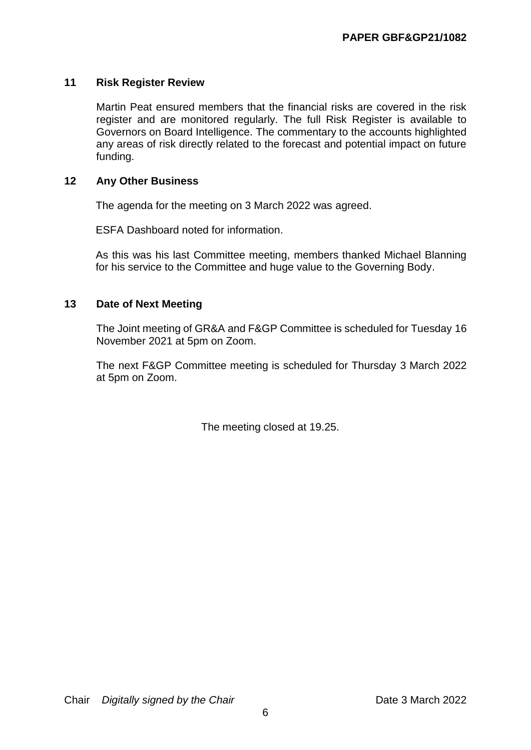**PAPER GBF&GP21/1082**

## 11 Risk Register Review

Martin Peat ensured members that the financial risks are covered in the risk register and are monitored regularly. The full Risk Register is available to Governors on Board Intelligence. The commentary to the accounts highlighted any areas of risk directly related to the forecast and potential impact on future funding.

## 12 Any Other Business

The agenda for the meeting on 3 March 2022 was agreed.

ESFA Dashboard noted for information.

As this was his last Committee meeting, members thanked Michael Blanning for his service to the Committee and huge value to the Governing Body.

## 13 Date of Next Meeting

The Joint meeting of GR&A and F&GP Committee is scheduled for Tuesday 16 November 2021 at 5pm on Zoom.

The next F&GP Committee meeting is scheduled for Thursday 3 March 2022 at 5pm on Zoom.

The meeting closed at 19.25.

Chair *Digitally signed by the Chair* Date 3 March 2022